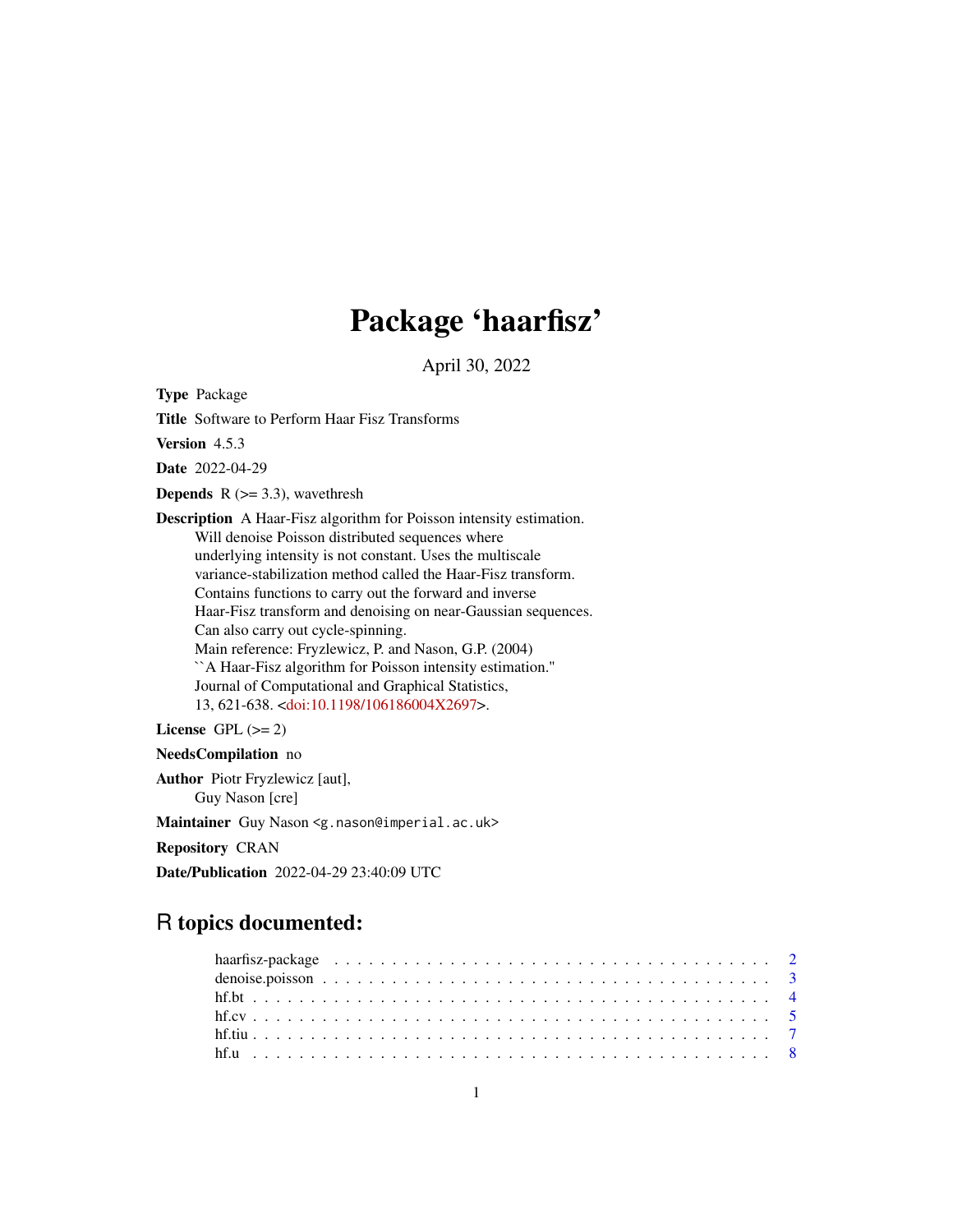# Package 'haarfisz'

April 30, 2022

**Type** Package

**Title** Software to Perform Haar Fisz Transforms

**Version** 4.5.3

**Date** 2022-04-29

**Depends** R (>= 3.3), wavethresh

**Description** A Haar-Fisz algorithm for Poisson intensity estimation. Will denoise Poisson distributed sequences where underlying intensity is not constant. Uses the multiscale variance-stabilization method called the Haar-Fisz transform. Contains functions to carry out the forward and inverse Haar-Fisz transform and denoising on near-Gaussian sequences. Can also carry out cycle-spinning. Main reference: Fryzlewicz, P. and Nason, G.P. (2004) ``A Haar-Fisz algorithm for Poisson intensity estimation.'' Journal of Computational and Graphical Statistics, 13, 621-638. <doi:10.1198/106186004X2697>.

**License** GPL (>= 2)

**NeedsCompilation** no

**Author** Piotr Fryzlewicz [aut], Guy Nason [cre]

**Maintainer** Guy Nason <g.nason@imperial.ac.uk>

**Repository** CRAN

**Date/Publication** 2022-04-29 23:40:09 UTC

## R topics documented:

- haarfisz-package . . . . . . . . . . . . . . . . . . . . . . . . . . . . . . . . . . . . . 2
- denoise.poisson . . . . . . . . . . . . . . . . . . . . . . . . . . . . . . . . . . . . . . 3
- hf.bt . . . . . . . . . . . . . . . . . . . . . . . . . . . . . . . . . . . . . . . . . . . . 4
- hf.cv . . . . . . . . . . . . . . . . . . . . . . . . . . . . . . . . . . . . . . . . . . . . 5
- hf.tiu . . . . . . . . . . . . . . . . . . . . . . . . . . . . . . . . . . . . . . . . . . . . 7
- hf.u . . . . . . . . . . . . . . . . . . . . . . . . . . . . . . . . . . . . . . . . . . . . . 8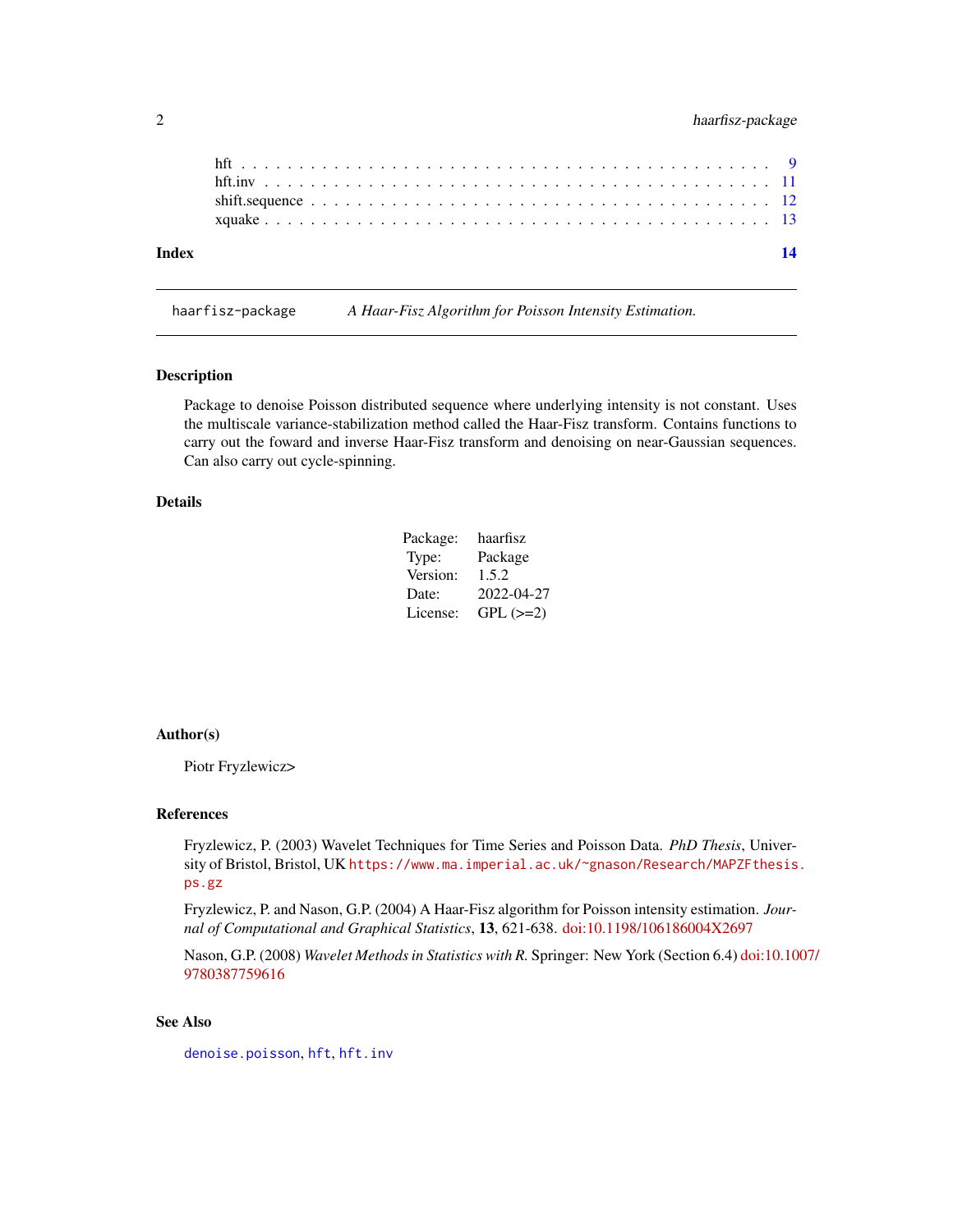hft . . . . . . . . . . . . . . . . . . . . . . . . . . . . . . . . . . . . . . . . . . . 9
hft.inv . . . . . . . . . . . . . . . . . . . . . . . . . . . . . . . . . . . . . . . . . 11
shift.sequence . . . . . . . . . . . . . . . . . . . . . . . . . . . . . . . . . . . . . 12
xquake . . . . . . . . . . . . . . . . . . . . . . . . . . . . . . . . . . . . . . . . . 13

**Index** **14**

---

haarfisz-package — *A Haar-Fisz Algorithm for Poisson Intensity Estimation.*

---

## Description

Package to denoise Poisson distributed sequence where underlying intensity is not constant. Uses the multiscale variance-stabilization method called the Haar-Fisz transform. Contains functions to carry out the foward and inverse Haar-Fisz transform and denoising on near-Gaussian sequences. Can also carry out cycle-spinning.

## Details

| | |
|---|---|
| Package: | haarfisz |
| Type: | Package |
| Version: | 1.5.2 |
| Date: | 2022-04-27 |
| License: | GPL (>=2) |

## Author(s)

Piotr Fryzlewicz>

## References

Fryzlewicz, P. (2003) Wavelet Techniques for Time Series and Poisson Data. *PhD Thesis*, University of Bristol, Bristol, UK `https://www.ma.imperial.ac.uk/~gnason/Research/MAPZFthesis.ps.gz`

Fryzlewicz, P. and Nason, G.P. (2004) A Haar-Fisz algorithm for Poisson intensity estimation. *Journal of Computational and Graphical Statistics*, **13**, 621-638. doi:10.1198/106186004X2697

Nason, G.P. (2008) *Wavelet Methods in Statistics with R.* Springer: New York (Section 6.4) doi:10.1007/9780387759616

## See Also

`denoise.poisson`, `hft`, `hft.inv`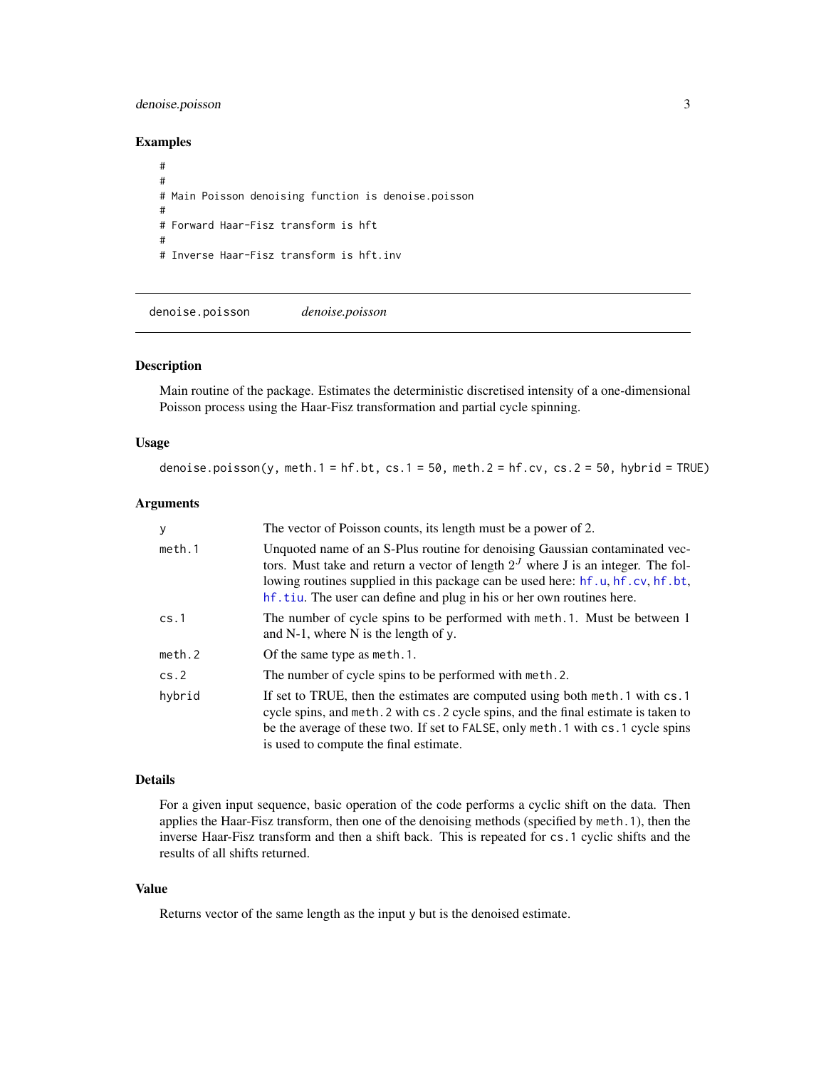## Examples

```
#
#
# Main Poisson denoising function is denoise.poisson
#
# Forward Haar-Fisz transform is hft
#
# Inverse Haar-Fisz transform is hft.inv
```

---

# denoise.poisson *denoise.poisson*

---

## Description

Main routine of the package. Estimates the deterministic discretised intensity of a one-dimensional Poisson process using the Haar-Fisz transformation and partial cycle spinning.

## Usage

```
denoise.poisson(y, meth.1 = hf.bt, cs.1 = 50, meth.2 = hf.cv, cs.2 = 50, hybrid = TRUE)
```

## Arguments

| | |
|---|---|
| `y` | The vector of Poisson counts, its length must be a power of 2. |
| `meth.1` | Unquoted name of an S-Plus routine for denoising Gaussian contaminated vectors. Must take and return a vector of length $2^J$ where J is an integer. The following routines supplied in this package can be used here: `hf.u`, `hf.cv`, `hf.bt`, `hf.tiu`. The user can define and plug in his or her own routines here. |
| `cs.1` | The number of cycle spins to be performed with `meth.1`. Must be between 1 and N-1, where N is the length of `y`. |
| `meth.2` | Of the same type as `meth.1`. |
| `cs.2` | The number of cycle spins to be performed with `meth.2`. |
| `hybrid` | If set to TRUE, then the estimates are computed using both `meth.1` with `cs.1` cycle spins, and `meth.2` with `cs.2` cycle spins, and the final estimate is taken to be the average of these two. If set to `FALSE`, only `meth.1` with `cs.1` cycle spins is used to compute the final estimate. |

## Details

For a given input sequence, basic operation of the code performs a cyclic shift on the data. Then applies the Haar-Fisz transform, then one of the denoising methods (specified by `meth.1`), then the inverse Haar-Fisz transform and then a shift back. This is repeated for `cs.1` cyclic shifts and the results of all shifts returned.

## Value

Returns vector of the same length as the input `y` but is the denoised estimate.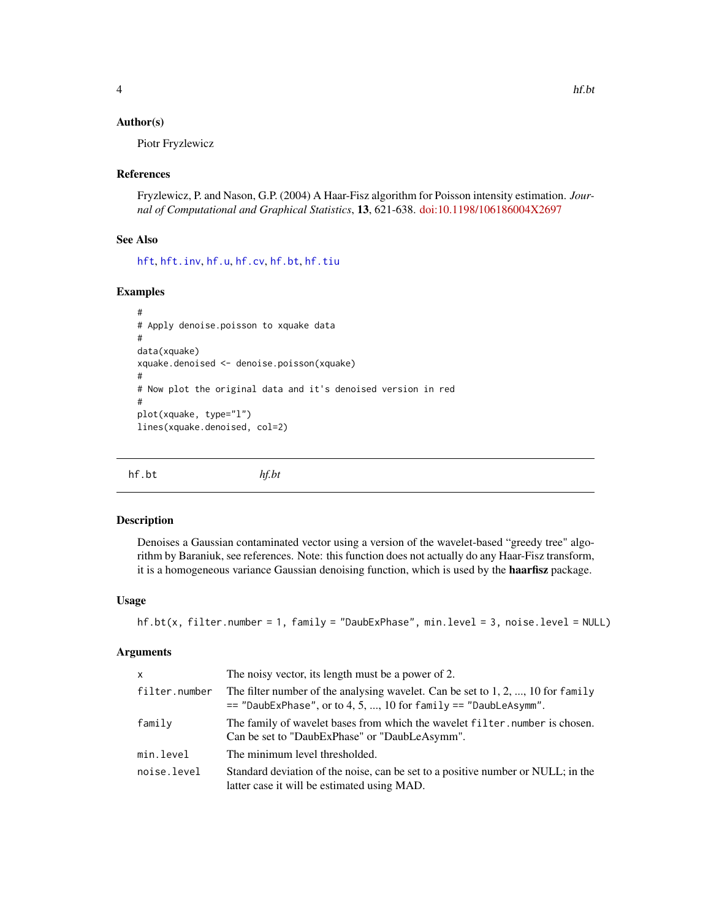### Author(s)

Piotr Fryzlewicz

### References

Fryzlewicz, P. and Nason, G.P. (2004) A Haar-Fisz algorithm for Poisson intensity estimation. *Journal of Computational and Graphical Statistics*, **13**, 621-638. doi:10.1198/106186004X2697

### See Also

hft, hft.inv, hf.u, hf.cv, hf.bt, hf.tiu

### Examples

```
#
# Apply denoise.poisson to xquake data
#
data(xquake)
xquake.denoised <- denoise.poisson(xquake)
#
# Now plot the original data and it's denoised version in red
#
plot(xquake, type="l")
lines(xquake.denoised, col=2)
```

---

## hf.bt *hf.bt*

---

### Description

Denoises a Gaussian contaminated vector using a version of the wavelet-based "greedy tree" algorithm by Baraniuk, see references. Note: this function does not actually do any Haar-Fisz transform, it is a homogeneous variance Gaussian denoising function, which is used by the **haarfisz** package.

### Usage

```
hf.bt(x, filter.number = 1, family = "DaubExPhase", min.level = 3, noise.level = NULL)
```

### Arguments

| | |
|---|---|
| `x` | The noisy vector, its length must be a power of 2. |
| `filter.number` | The filter number of the analysing wavelet. Can be set to 1, 2, ..., 10 for `family == "DaubExPhase"`, or to 4, 5, ..., 10 for `family == "DaubLeAsymm"`. |
| `family` | The family of wavelet bases from which the wavelet `filter.number` is chosen. Can be set to "DaubExPhase" or "DaubLeAsymm". |
| `min.level` | The minimum level thresholded. |
| `noise.level` | Standard deviation of the noise, can be set to a positive number or NULL; in the latter case it will be estimated using MAD. |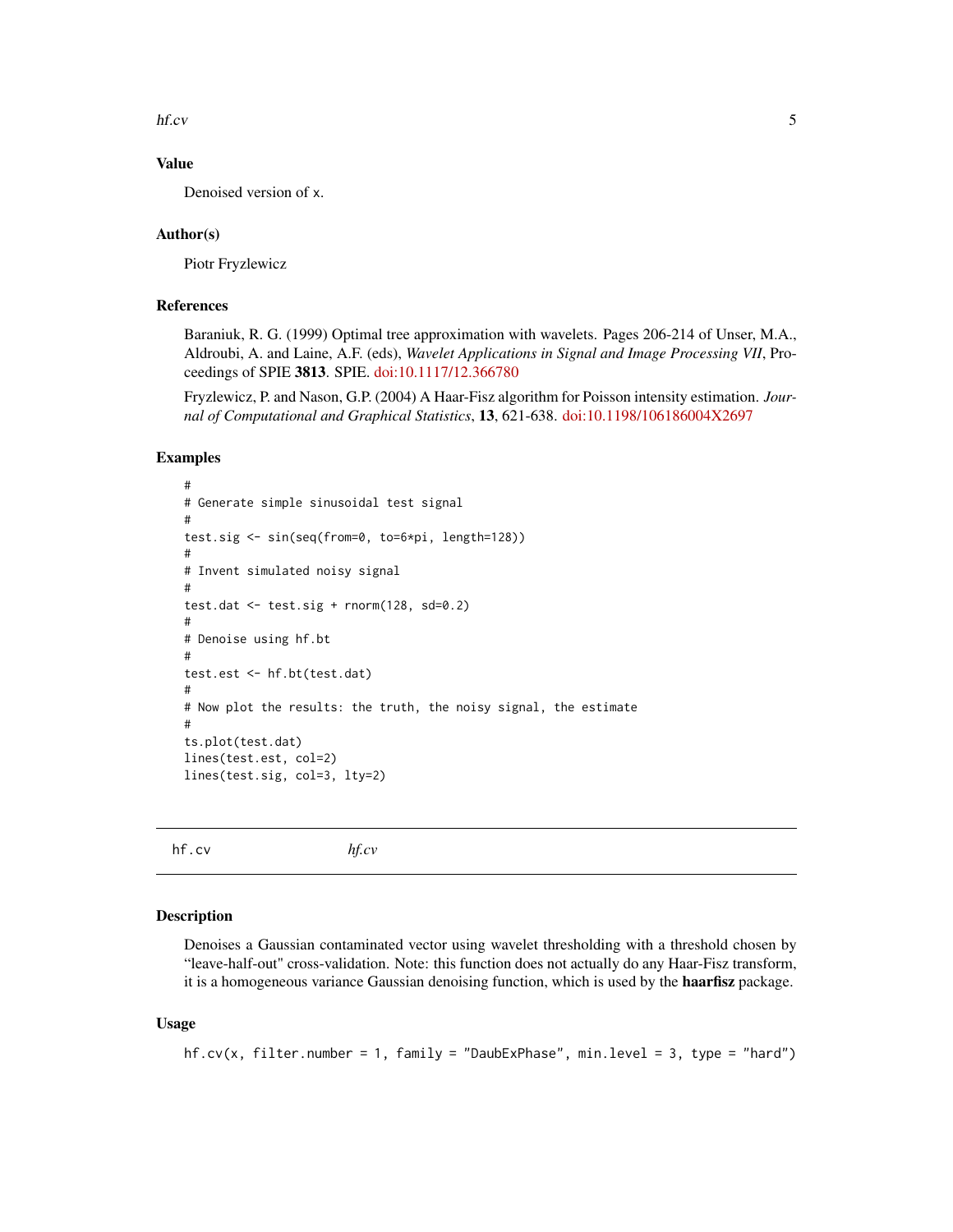### Value

Denoised version of x.

### Author(s)

Piotr Fryzlewicz

### References

Baraniuk, R. G. (1999) Optimal tree approximation with wavelets. Pages 206-214 of Unser, M.A., Aldroubi, A. and Laine, A.F. (eds), *Wavelet Applications in Signal and Image Processing VII*, Proceedings of SPIE **3813**. SPIE. doi:10.1117/12.366780

Fryzlewicz, P. and Nason, G.P. (2004) A Haar-Fisz algorithm for Poisson intensity estimation. *Journal of Computational and Graphical Statistics*, **13**, 621-638. doi:10.1198/106186004X2697

### Examples

```
#
# Generate simple sinusoidal test signal
#
test.sig <- sin(seq(from=0, to=6*pi, length=128))
#
# Invent simulated noisy signal
#
test.dat <- test.sig + rnorm(128, sd=0.2)
#
# Denoise using hf.bt
#
test.est <- hf.bt(test.dat)
#
# Now plot the results: the truth, the noisy signal, the estimate
#
ts.plot(test.dat)
lines(test.est, col=2)
lines(test.sig, col=3, lty=2)
```

---

## hf.cv          *hf.cv*

---

### Description

Denoises a Gaussian contaminated vector using wavelet thresholding with a threshold chosen by "leave-half-out" cross-validation. Note: this function does not actually do any Haar-Fisz transform, it is a homogeneous variance Gaussian denoising function, which is used by the **haarfisz** package.

### Usage

```
hf.cv(x, filter.number = 1, family = "DaubExPhase", min.level = 3, type = "hard")
```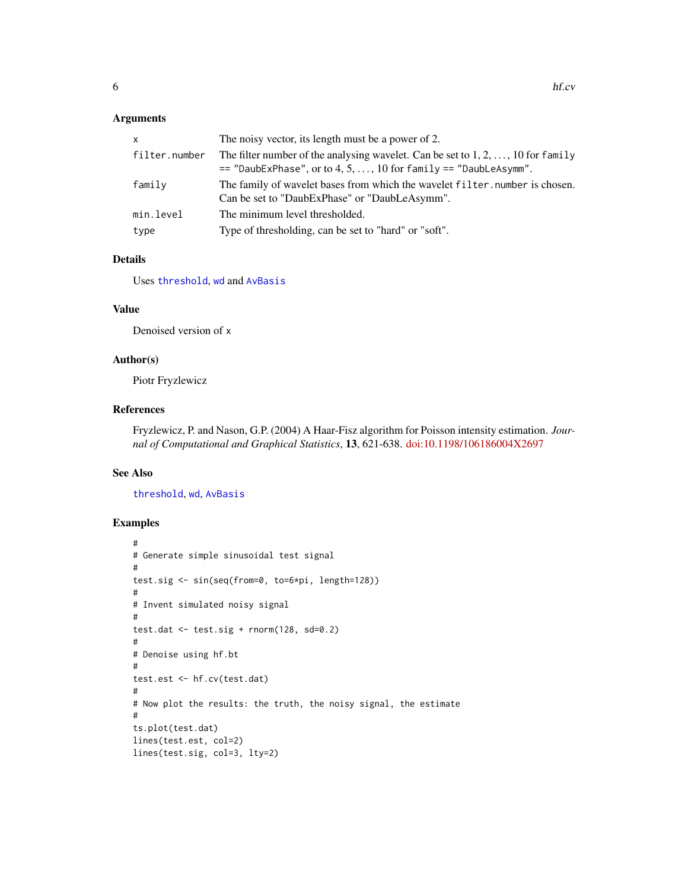## Arguments

| | |
|---|---|
| `x` | The noisy vector, its length must be a power of 2. |
| `filter.number` | The filter number of the analysing wavelet. Can be set to 1, 2, ..., 10 for `family == "DaubExPhase"`, or to 4, 5, ..., 10 for `family == "DaubLeAsymm"`. |
| `family` | The family of wavelet bases from which the wavelet `filter.number` is chosen. Can be set to "DaubExPhase" or "DaubLeAsymm". |
| `min.level` | The minimum level thresholded. |
| `type` | Type of thresholding, can be set to "hard" or "soft". |

## Details

Uses `threshold`, `wd` and `AvBasis`

## Value

Denoised version of `x`

## Author(s)

Piotr Fryzlewicz

## References

Fryzlewicz, P. and Nason, G.P. (2004) A Haar-Fisz algorithm for Poisson intensity estimation. *Journal of Computational and Graphical Statistics*, **13**, 621-638. doi:10.1198/106186004X2697

## See Also

`threshold`, `wd`, `AvBasis`

## Examples

```
#
# Generate simple sinusoidal test signal
#
test.sig <- sin(seq(from=0, to=6*pi, length=128))
#
# Invent simulated noisy signal
#
test.dat <- test.sig + rnorm(128, sd=0.2)
#
# Denoise using hf.bt
#
test.est <- hf.cv(test.dat)
#
# Now plot the results: the truth, the noisy signal, the estimate
#
ts.plot(test.dat)
lines(test.est, col=2)
lines(test.sig, col=3, lty=2)
```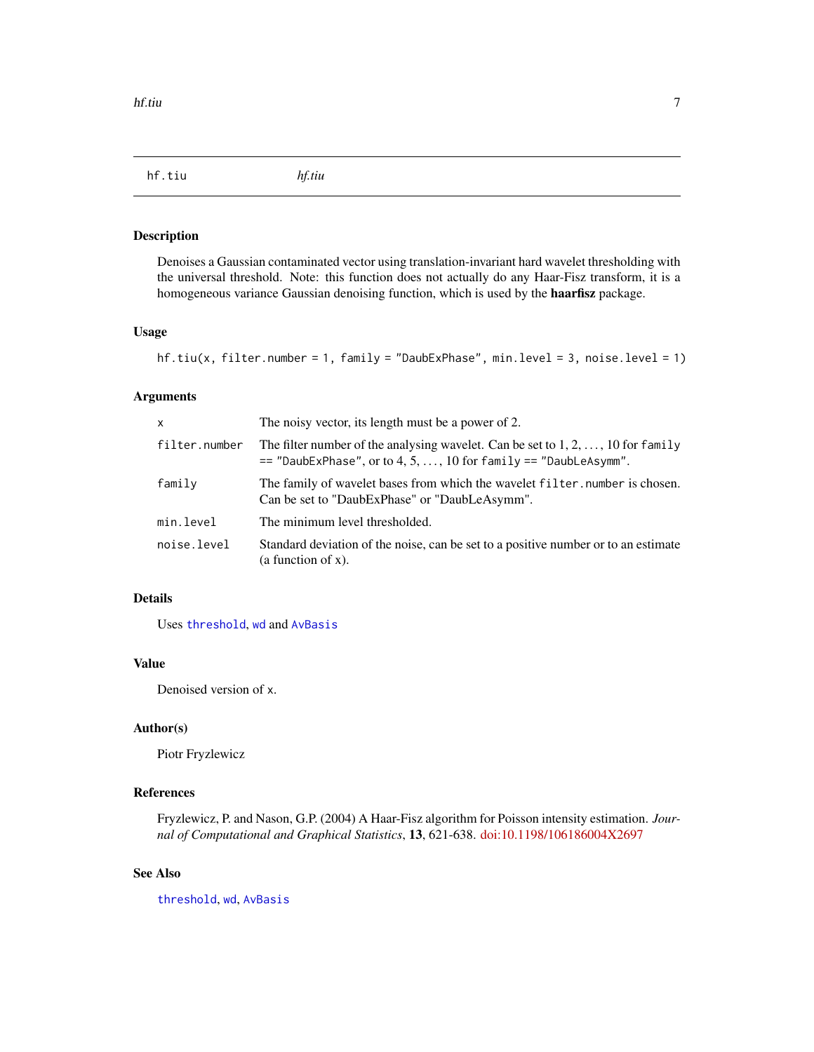## hf.tiu *hf.tiu*

### Description

Denoises a Gaussian contaminated vector using translation-invariant hard wavelet thresholding with the universal threshold. Note: this function does not actually do any Haar-Fisz transform, it is a homogeneous variance Gaussian denoising function, which is used by the **haarfisz** package.

### Usage

```
hf.tiu(x, filter.number = 1, family = "DaubExPhase", min.level = 3, noise.level = 1)
```

### Arguments

| | |
|---|---|
| `x` | The noisy vector, its length must be a power of 2. |
| `filter.number` | The filter number of the analysing wavelet. Can be set to 1, 2, ..., 10 for `family == "DaubExPhase"`, or to 4, 5, ..., 10 for `family == "DaubLeAsymm"`. |
| `family` | The family of wavelet bases from which the wavelet `filter.number` is chosen. Can be set to "DaubExPhase" or "DaubLeAsymm". |
| `min.level` | The minimum level thresholded. |
| `noise.level` | Standard deviation of the noise, can be set to a positive number or to an estimate (a function of x). |

### Details

Uses `threshold`, `wd` and `AvBasis`

### Value

Denoised version of `x`.

### Author(s)

Piotr Fryzlewicz

### References

Fryzlewicz, P. and Nason, G.P. (2004) A Haar-Fisz algorithm for Poisson intensity estimation. *Journal of Computational and Graphical Statistics*, **13**, 621-638. doi:10.1198/106186004X2697

### See Also

`threshold`, `wd`, `AvBasis`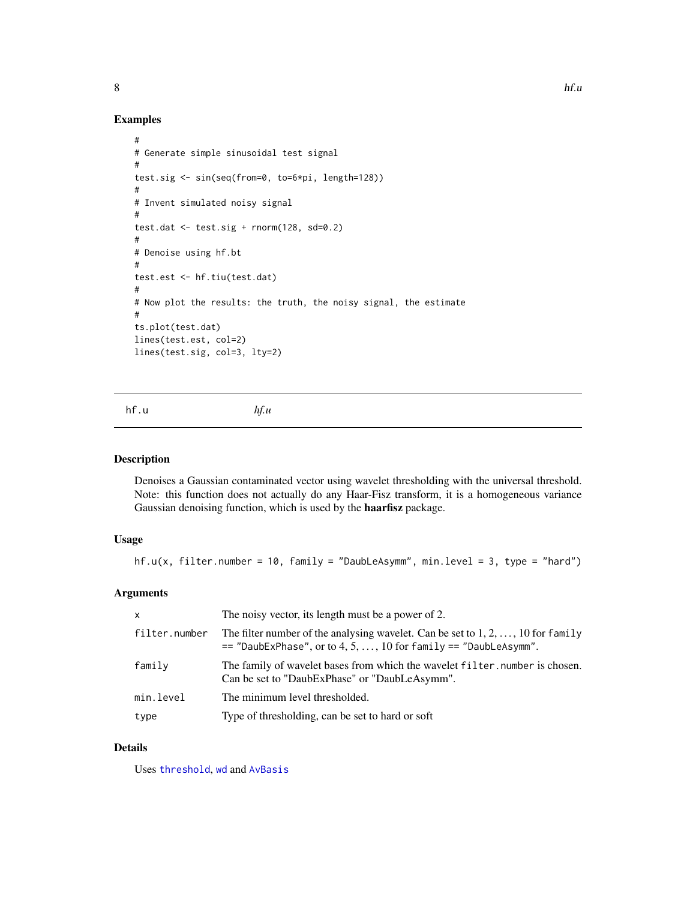## Examples

```
#
# Generate simple sinusoidal test signal
#
test.sig <- sin(seq(from=0, to=6*pi, length=128))
#
# Invent simulated noisy signal
#
test.dat <- test.sig + rnorm(128, sd=0.2)
#
# Denoise using hf.bt
#
test.est <- hf.tiu(test.dat)
#
# Now plot the results: the truth, the noisy signal, the estimate
#
ts.plot(test.dat)
lines(test.est, col=2)
lines(test.sig, col=3, lty=2)
```

---

# hf.u    *hf.u*

---

## Description

Denoises a Gaussian contaminated vector using wavelet thresholding with the universal threshold. Note: this function does not actually do any Haar-Fisz transform, it is a homogeneous variance Gaussian denoising function, which is used by the **haarfisz** package.

## Usage

```
hf.u(x, filter.number = 10, family = "DaubLeAsymm", min.level = 3, type = "hard")
```

## Arguments

| | |
|---|---|
| `x` | The noisy vector, its length must be a power of 2. |
| `filter.number` | The filter number of the analysing wavelet. Can be set to $1, 2, \ldots, 10$ for `family == "DaubExPhase"`, or to $4, 5, \ldots, 10$ for `family == "DaubLeAsymm"`. |
| `family` | The family of wavelet bases from which the wavelet `filter.number` is chosen. Can be set to "DaubExPhase" or "DaubLeAsymm". |
| `min.level` | The minimum level thresholded. |
| `type` | Type of thresholding, can be set to hard or soft |

## Details

Uses `threshold`, `wd` and `AvBasis`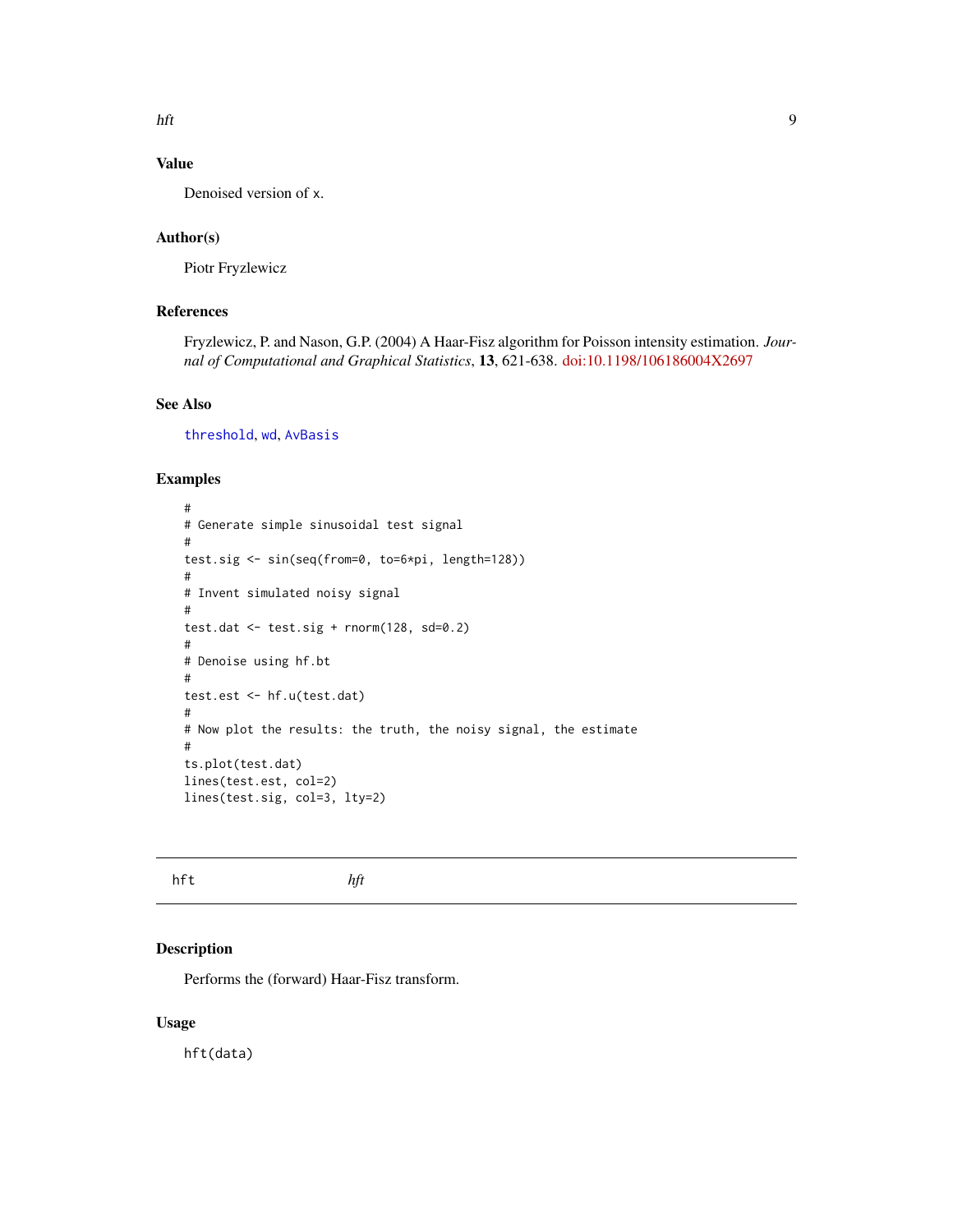## Value

Denoised version of x.

## Author(s)

Piotr Fryzlewicz

## References

Fryzlewicz, P. and Nason, G.P. (2004) A Haar-Fisz algorithm for Poisson intensity estimation. *Journal of Computational and Graphical Statistics*, **13**, 621-638. doi:10.1198/106186004X2697

## See Also

threshold, wd, AvBasis

## Examples

```
#
# Generate simple sinusoidal test signal
#
test.sig <- sin(seq(from=0, to=6*pi, length=128))
#
# Invent simulated noisy signal
#
test.dat <- test.sig + rnorm(128, sd=0.2)
#
# Denoise using hf.bt
#
test.est <- hf.u(test.dat)
#
# Now plot the results: the truth, the noisy signal, the estimate
#
ts.plot(test.dat)
lines(test.est, col=2)
lines(test.sig, col=3, lty=2)
```

---

# hft *hft*

## Description

Performs the (forward) Haar-Fisz transform.

## Usage

```
hft(data)
```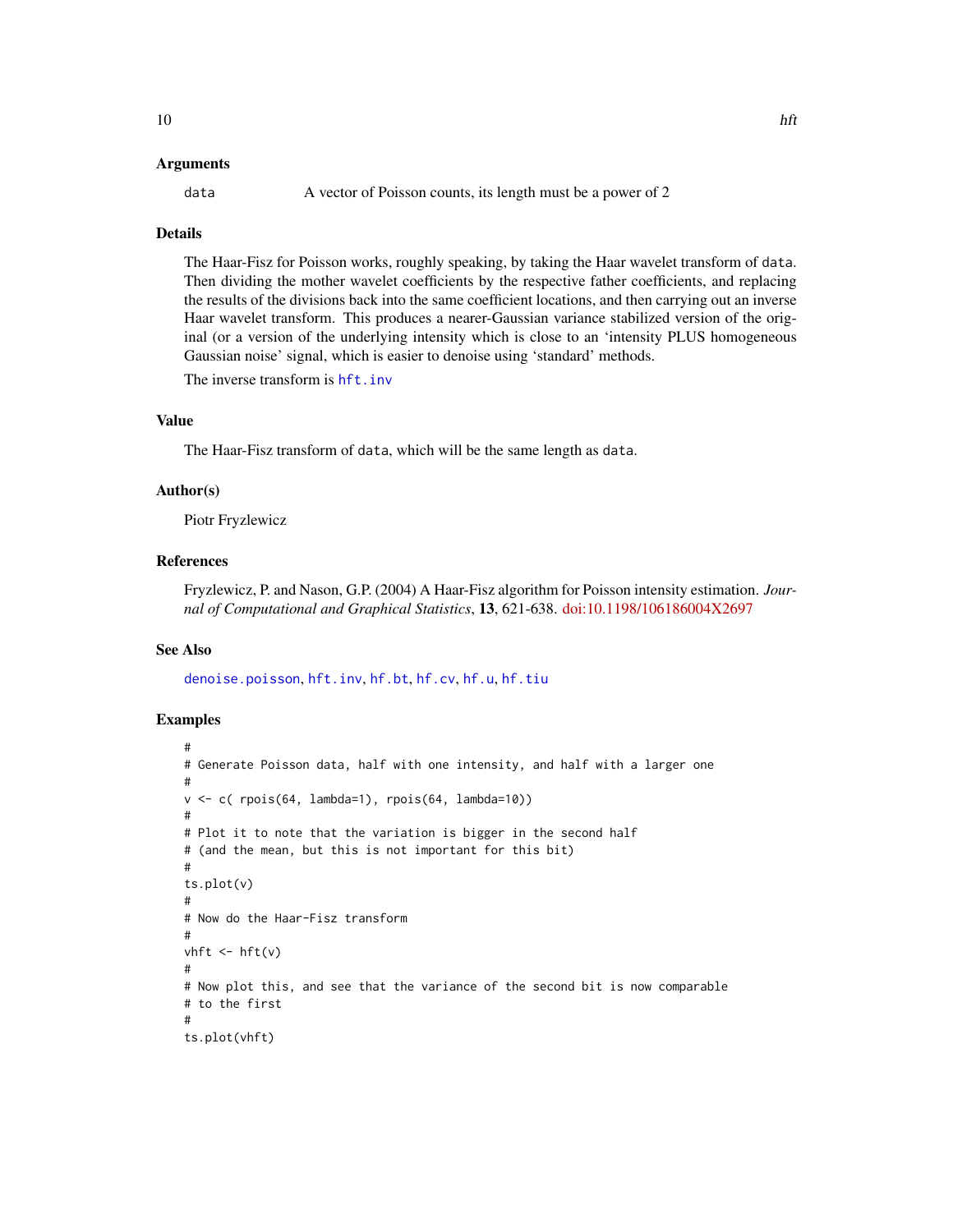## Arguments

data A vector of Poisson counts, its length must be a power of 2

## Details

The Haar-Fisz for Poisson works, roughly speaking, by taking the Haar wavelet transform of data. Then dividing the mother wavelet coefficients by the respective father coefficients, and replacing the results of the divisions back into the same coefficient locations, and then carrying out an inverse Haar wavelet transform. This produces a nearer-Gaussian variance stabilized version of the original (or a version of the underlying intensity which is close to an 'intensity PLUS homogeneous Gaussian noise' signal, which is easier to denoise using 'standard' methods.

The inverse transform is hft.inv

## Value

The Haar-Fisz transform of data, which will be the same length as data.

## Author(s)

Piotr Fryzlewicz

## References

Fryzlewicz, P. and Nason, G.P. (2004) A Haar-Fisz algorithm for Poisson intensity estimation. *Journal of Computational and Graphical Statistics*, **13**, 621-638. doi:10.1198/106186004X2697

## See Also

denoise.poisson, hft.inv, hf.bt, hf.cv, hf.u, hf.tiu

## Examples

```
#
# Generate Poisson data, half with one intensity, and half with a larger one
#
v <- c( rpois(64, lambda=1), rpois(64, lambda=10))
#
# Plot it to note that the variation is bigger in the second half
# (and the mean, but this is not important for this bit)
#
ts.plot(v)
#
# Now do the Haar-Fisz transform
#
vhft <- hft(v)
#
# Now plot this, and see that the variance of the second bit is now comparable
# to the first
#
ts.plot(vhft)
```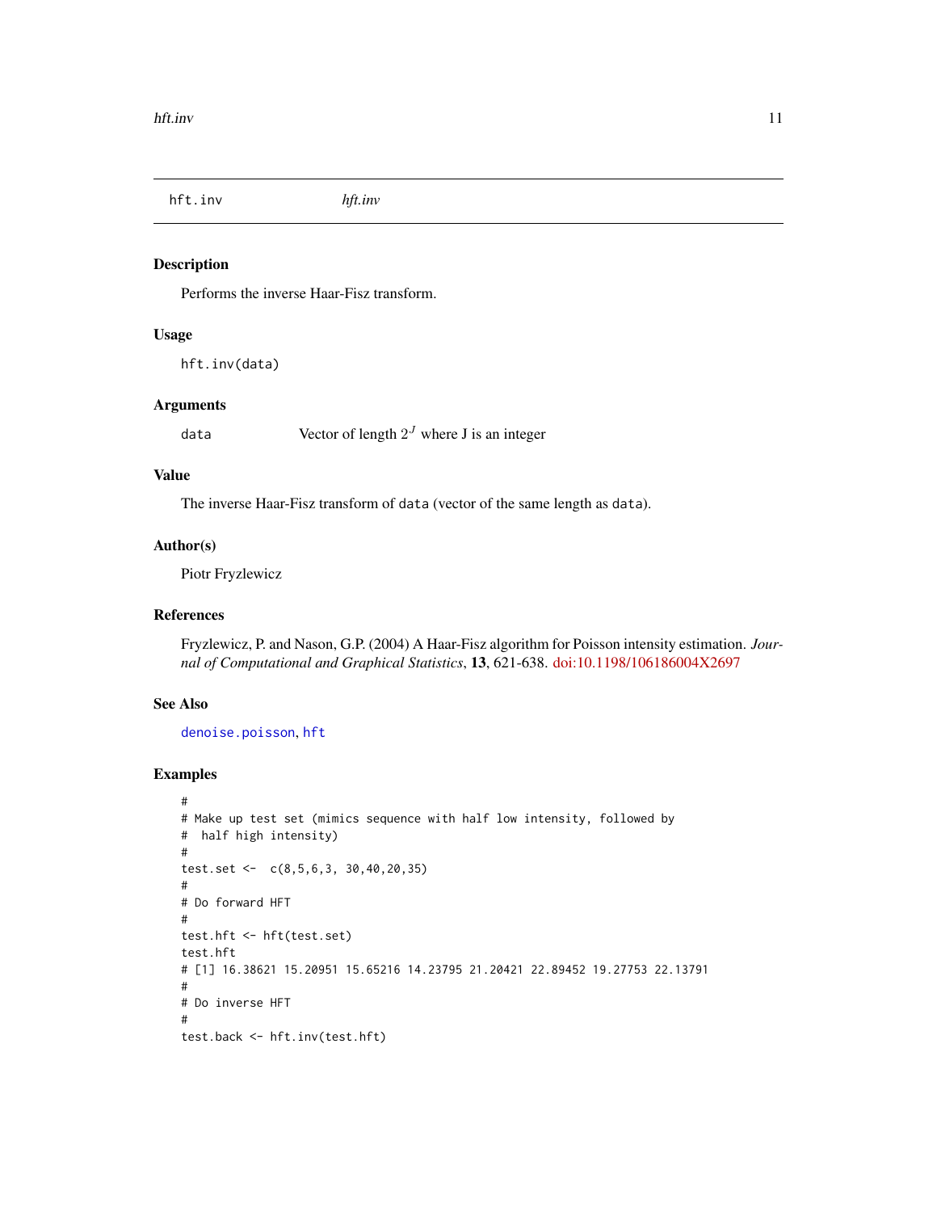# hft.inv *hft.inv*

## Description

Performs the inverse Haar-Fisz transform.

## Usage

```
hft.inv(data)
```

## Arguments

| | |
|---|---|
| `data` | Vector of length $2^J$ where J is an integer |

## Value

The inverse Haar-Fisz transform of `data` (vector of the same length as `data`).

## Author(s)

Piotr Fryzlewicz

## References

Fryzlewicz, P. and Nason, G.P. (2004) A Haar-Fisz algorithm for Poisson intensity estimation. *Journal of Computational and Graphical Statistics*, **13**, 621-638. doi:10.1198/106186004X2697

## See Also

`denoise.poisson`, `hft`

## Examples

```
#
# Make up test set (mimics sequence with half low intensity, followed by
#  half high intensity)
#
test.set <-  c(8,5,6,3, 30,40,20,35)
#
# Do forward HFT
#
test.hft <- hft(test.set)
test.hft
# [1] 16.38621 15.20951 15.65216 14.23795 21.20421 22.89452 19.27753 22.13791
#
# Do inverse HFT
#
test.back <- hft.inv(test.hft)
```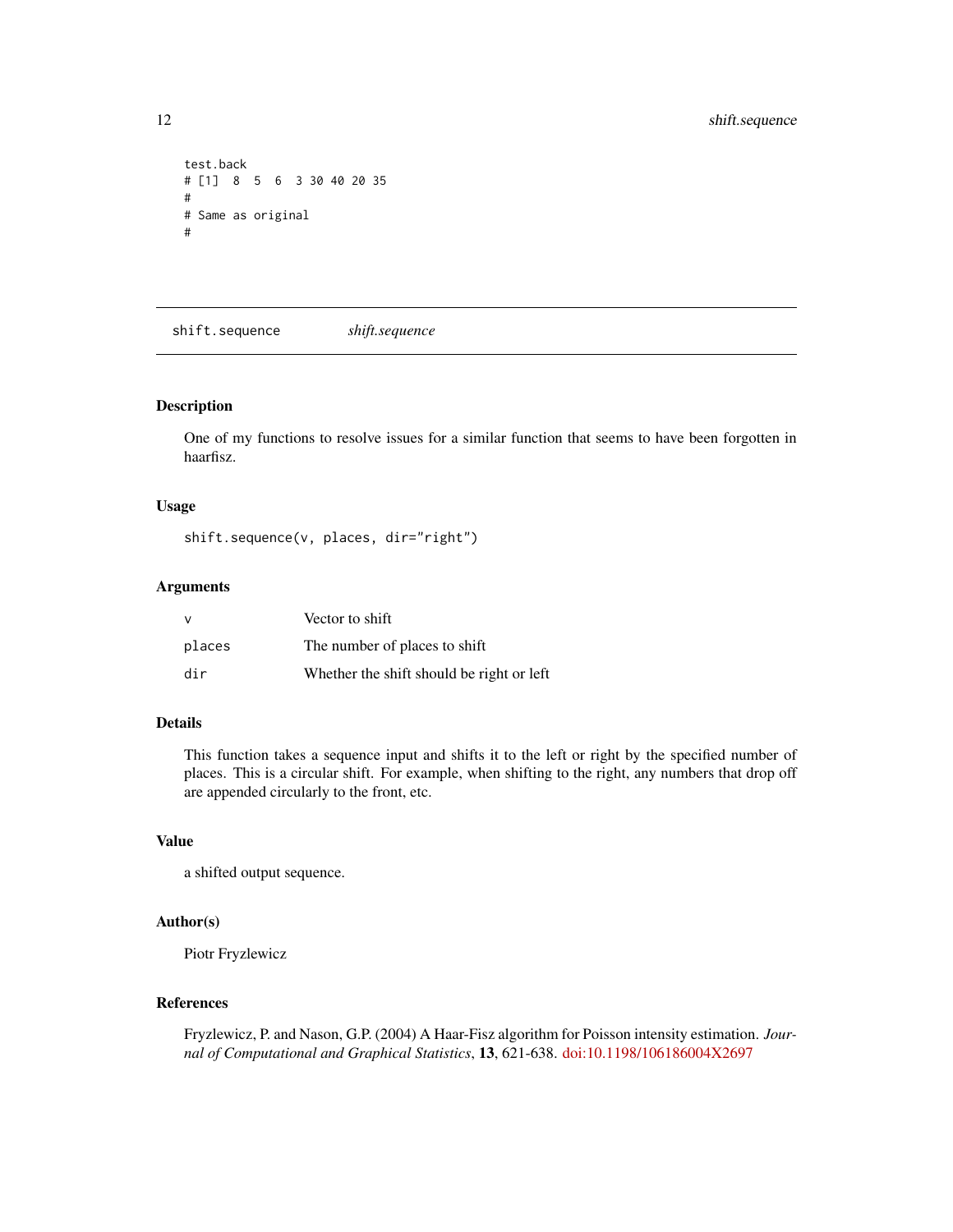```
test.back
# [1]  8  5  6  3 30 40 20 35
#
# Same as original
#
```

## shift.sequence *shift.sequence*

### Description

One of my functions to resolve issues for a similar function that seems to have been forgotten in haarfisz.

### Usage

```
shift.sequence(v, places, dir="right")
```

### Arguments

| | |
|---|---|
| v | Vector to shift |
| places | The number of places to shift |
| dir | Whether the shift should be right or left |

### Details

This function takes a sequence input and shifts it to the left or right by the specified number of places. This is a circular shift. For example, when shifting to the right, any numbers that drop off are appended circularly to the front, etc.

### Value

a shifted output sequence.

### Author(s)

Piotr Fryzlewicz

### References

Fryzlewicz, P. and Nason, G.P. (2004) A Haar-Fisz algorithm for Poisson intensity estimation. *Journal of Computational and Graphical Statistics*, **13**, 621-638. doi:10.1198/106186004X2697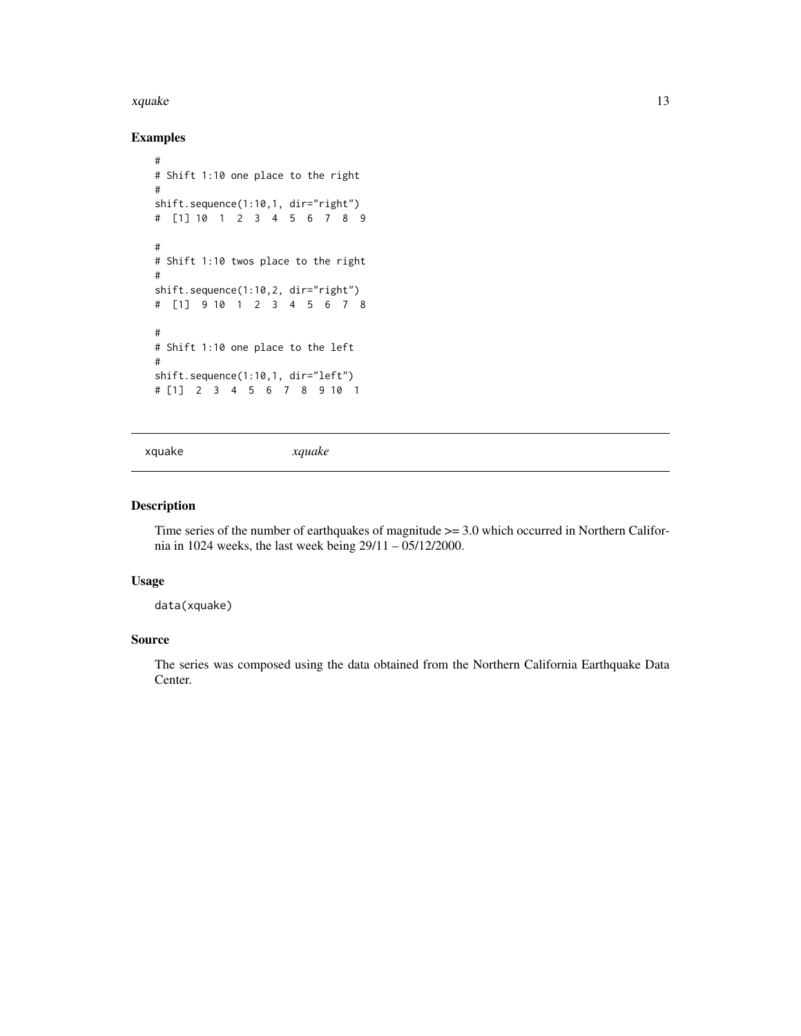### Examples

```
#
# Shift 1:10 one place to the right
#
shift.sequence(1:10,1, dir="right")
#  [1] 10  1  2  3  4  5  6  7  8  9

#
# Shift 1:10 twos place to the right
#
shift.sequence(1:10,2, dir="right")
#  [1]  9 10  1  2  3  4  5  6  7  8

#
# Shift 1:10 one place to the left
#
shift.sequence(1:10,1, dir="left")
# [1]  2  3  4  5  6  7  8  9 10  1
```

---

## xquake *xquake*

---

### Description

Time series of the number of earthquakes of magnitude >= 3.0 which occurred in Northern California in 1024 weeks, the last week being 29/11 – 05/12/2000.

### Usage

```
data(xquake)
```

### Source

The series was composed using the data obtained from the Northern California Earthquake Data Center.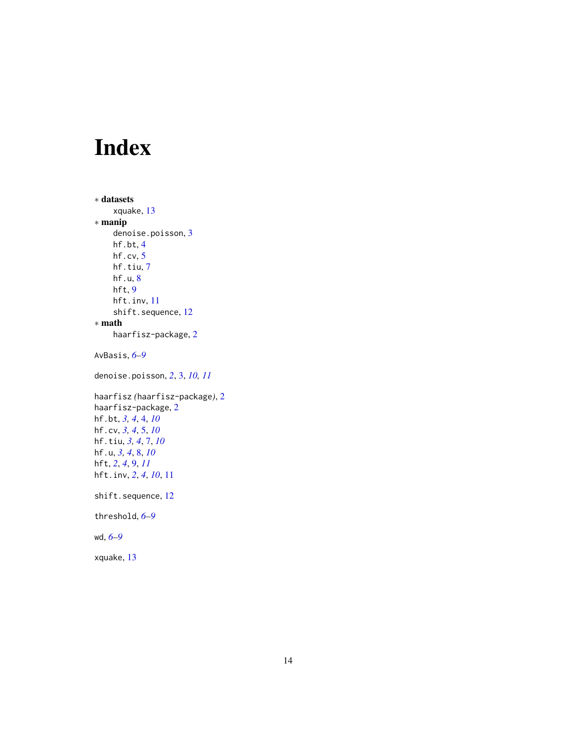# Index

∗ **datasets**
    xquake, 13
∗ **manip**
    denoise.poisson, 3
    hf.bt, 4
    hf.cv, 5
    hf.tiu, 7
    hf.u, 8
    hft, 9
    hft.inv, 11
    shift.sequence, 12
∗ **math**
    haarfisz-package, 2

AvBasis, *6–9*

denoise.poisson, *2*, 3, *10, 11*

haarfisz *(*haarfisz-package*)*, 2
haarfisz-package, 2
hf.bt, *3, 4*, 4, *10*
hf.cv, *3, 4*, 5, *10*
hf.tiu, *3, 4*, 7, *10*
hf.u, *3, 4*, 8, *10*
hft, *2*, *4*, 9, *11*
hft.inv, *2*, *4*, *10*, 11

shift.sequence, 12

threshold, *6–9*

wd, *6–9*

xquake, 13